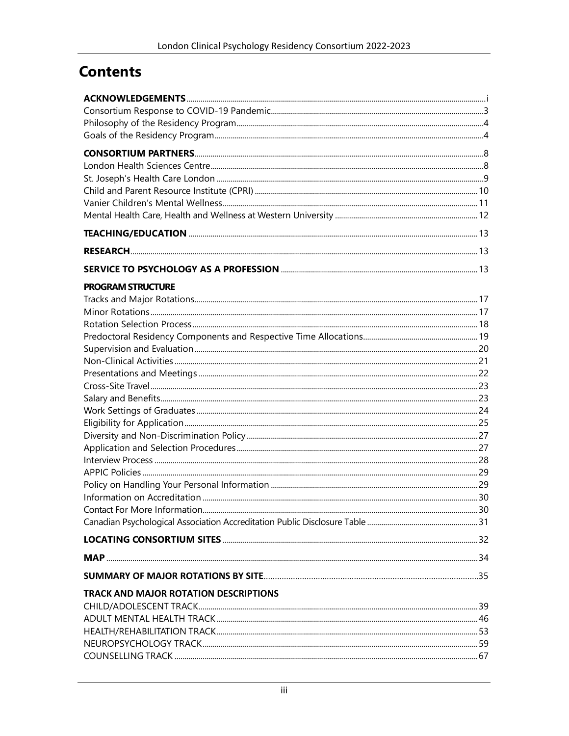# Contents

**ACKNOWLEDGEMENTS** ....... i
Consortium Response to COVID-19 Pandemic ....... 3
Philosophy of the Residency Program ....... 4
Goals of the Residency Program ....... 4

**CONSORTIUM PARTNERS** ....... 8
London Health Sciences Centre ....... 8
St. Joseph's Health Care London ....... 9
Child and Parent Resource Institute (CPRI) ....... 10
Vanier Children's Mental Wellness ....... 11
Mental Health Care, Health and Wellness at Western University ....... 12

**TEACHING/EDUCATION** ....... 13

**RESEARCH** ....... 13

**SERVICE TO PSYCHOLOGY AS A PROFESSION** ....... 13

**PROGRAM STRUCTURE**
Tracks and Major Rotations ....... 17
Minor Rotations ....... 17
Rotation Selection Process ....... 18
Predoctoral Residency Components and Respective Time Allocations ....... 19
Supervision and Evaluation ....... 20
Non-Clinical Activities ....... 21
Presentations and Meetings ....... 22
Cross-Site Travel ....... 23
Salary and Benefits ....... 23
Work Settings of Graduates ....... 24
Eligibility for Application ....... 25
Diversity and Non-Discrimination Policy ....... 27
Application and Selection Procedures ....... 27
Interview Process ....... 28
APPIC Policies ....... 29
Policy on Handling Your Personal Information ....... 29
Information on Accreditation ....... 30
Contact For More Information ....... 30
Canadian Psychological Association Accreditation Public Disclosure Table ....... 31

**LOCATING CONSORTIUM SITES** ....... 32

**MAP** ....... 34

**SUMMARY OF MAJOR ROTATIONS BY SITE** ....... 35

**TRACK AND MAJOR ROTATION DESCRIPTIONS**
CHILD/ADOLESCENT TRACK ....... 39
ADULT MENTAL HEALTH TRACK ....... 46
HEALTH/REHABILITATION TRACK ....... 53
NEUROPSYCHOLOGY TRACK ....... 59
COUNSELLING TRACK ....... 67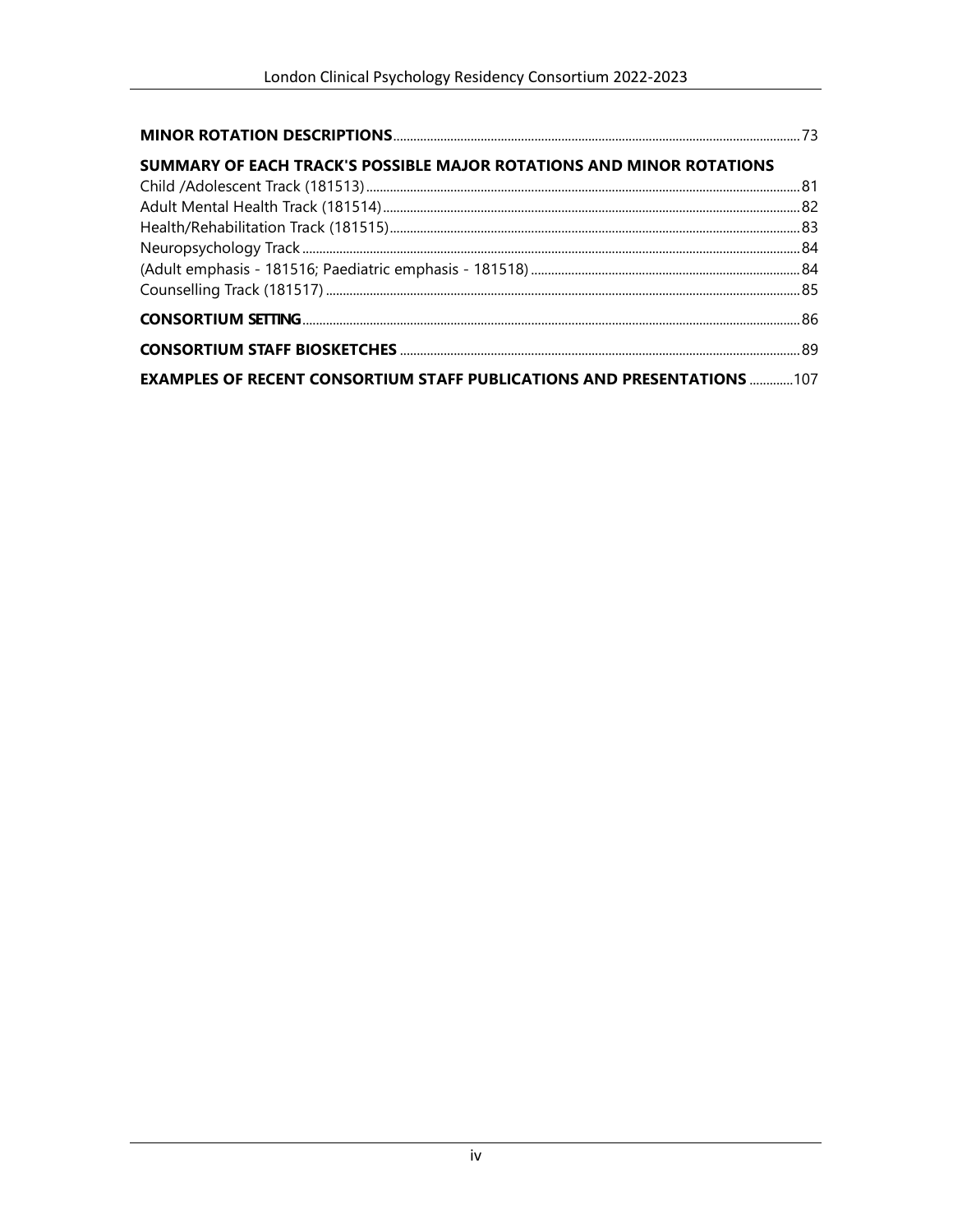**MINOR ROTATION DESCRIPTIONS** .......... 73

**SUMMARY OF EACH TRACK'S POSSIBLE MAJOR ROTATIONS AND MINOR ROTATIONS**

Child /Adolescent Track (181513) .......... 81

Adult Mental Health Track (181514) .......... 82

Health/Rehabilitation Track (181515) .......... 83

Neuropsychology Track .......... 84

(Adult emphasis - 181516; Paediatric emphasis - 181518) .......... 84

Counselling Track (181517) .......... 85

**CONSORTIUM SETTING** .......... 86

**CONSORTIUM STAFF BIOSKETCHES** .......... 89

**EXAMPLES OF RECENT CONSORTIUM STAFF PUBLICATIONS AND PRESENTATIONS** .......... 107